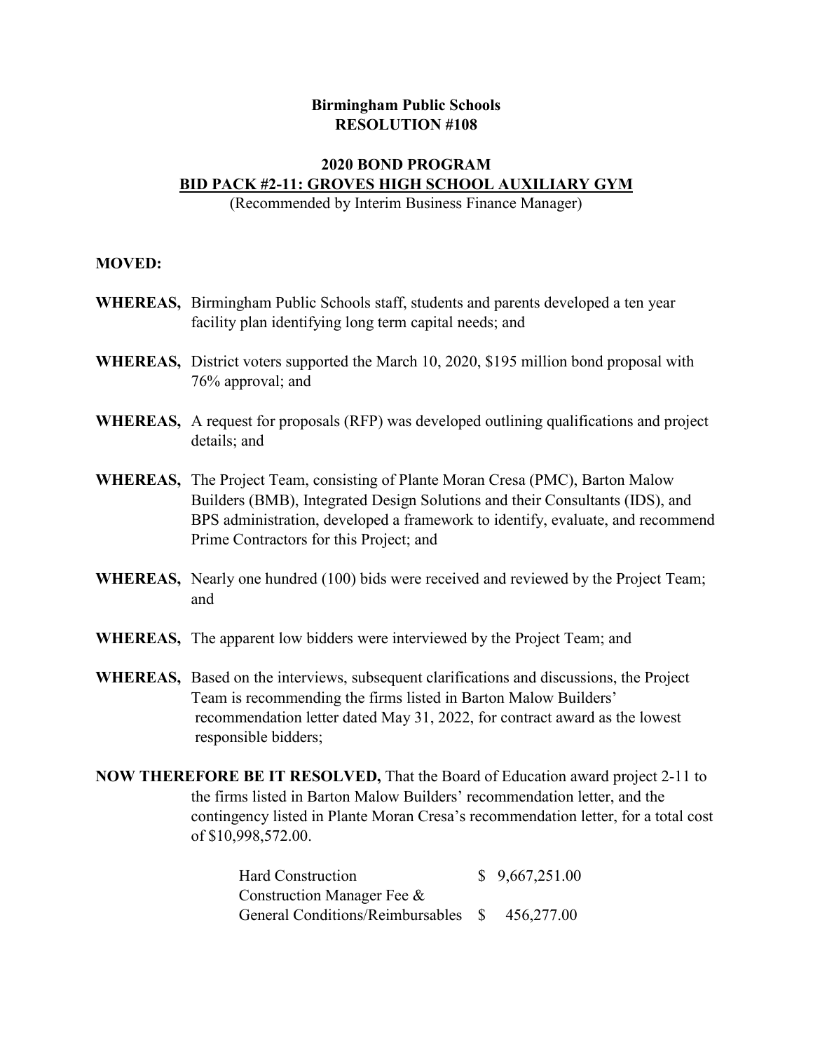**Birmingham Public Schools**
**RESOLUTION #108**

**2020 BOND PROGRAM**
**BID PACK #2-11: GROVES HIGH SCHOOL AUXILIARY GYM**
(Recommended by Interim Business Finance Manager)

**MOVED:**

**WHEREAS,** Birmingham Public Schools staff, students and parents developed a ten year facility plan identifying long term capital needs; and

**WHEREAS,** District voters supported the March 10, 2020, $195 million bond proposal with 76% approval; and

**WHEREAS,** A request for proposals (RFP) was developed outlining qualifications and project details; and

**WHEREAS,** The Project Team, consisting of Plante Moran Cresa (PMC), Barton Malow Builders (BMB), Integrated Design Solutions and their Consultants (IDS), and BPS administration, developed a framework to identify, evaluate, and recommend Prime Contractors for this Project; and

**WHEREAS,** Nearly one hundred (100) bids were received and reviewed by the Project Team; and

**WHEREAS,** The apparent low bidders were interviewed by the Project Team; and

**WHEREAS,** Based on the interviews, subsequent clarifications and discussions, the Project Team is recommending the firms listed in Barton Malow Builders' recommendation letter dated May 31, 2022, for contract award as the lowest responsible bidders;

**NOW THEREFORE BE IT RESOLVED,** That the Board of Education award project 2-11 to the firms listed in Barton Malow Builders' recommendation letter, and the contingency listed in Plante Moran Cresa's recommendation letter, for a total cost of $10,998,572.00.

| | |
|---|---|
| Hard Construction | $ 9,667,251.00 |
| Construction Manager Fee & General Conditions/Reimbursables | $ 456,277.00 |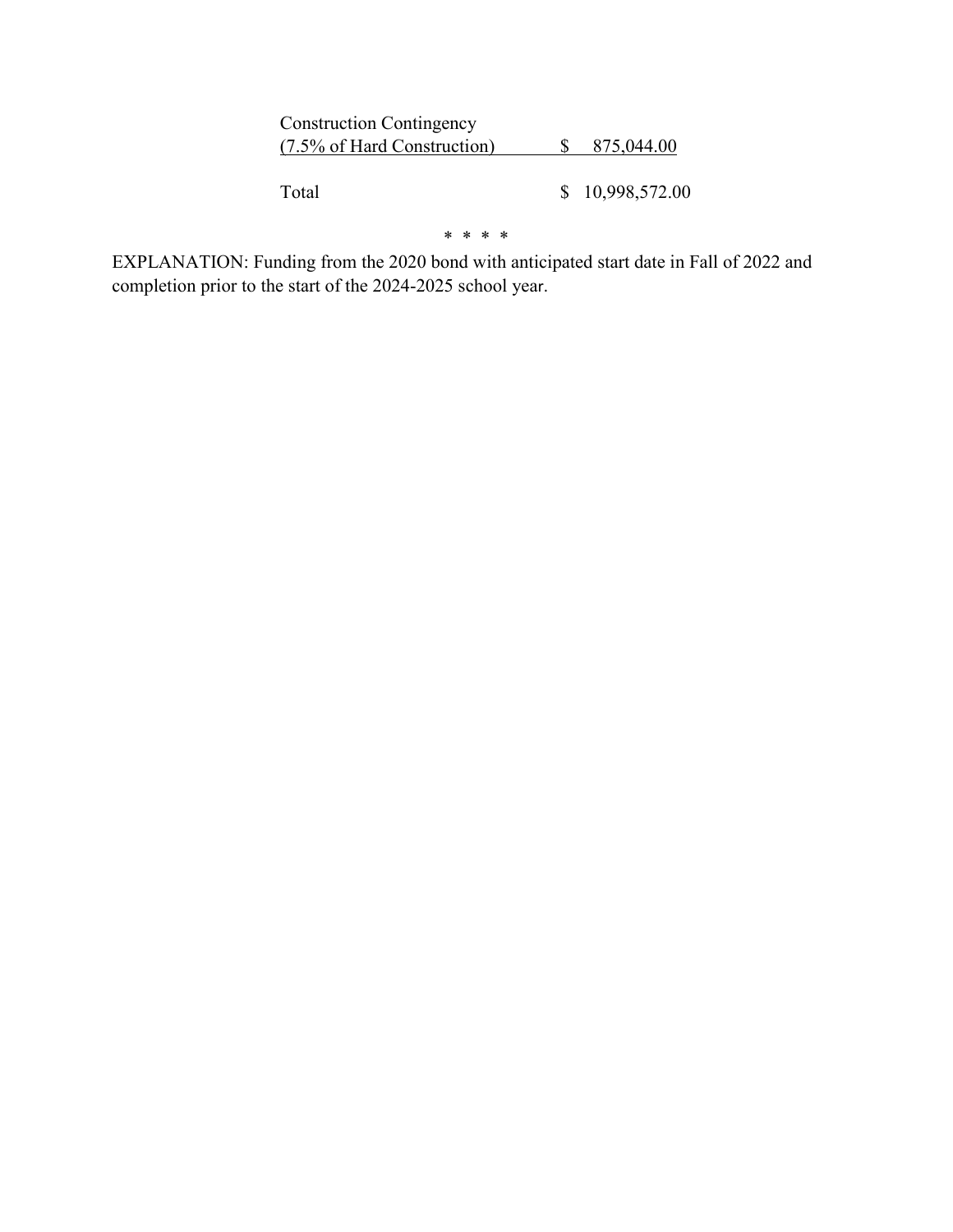| | |
|---|---|
| Construction Contingency (7.5% of Hard Construction) | $ 875,044.00 |
| Total | $ 10,998,572.00 |

\* \* \* \*

EXPLANATION: Funding from the 2020 bond with anticipated start date in Fall of 2022 and completion prior to the start of the 2024-2025 school year.